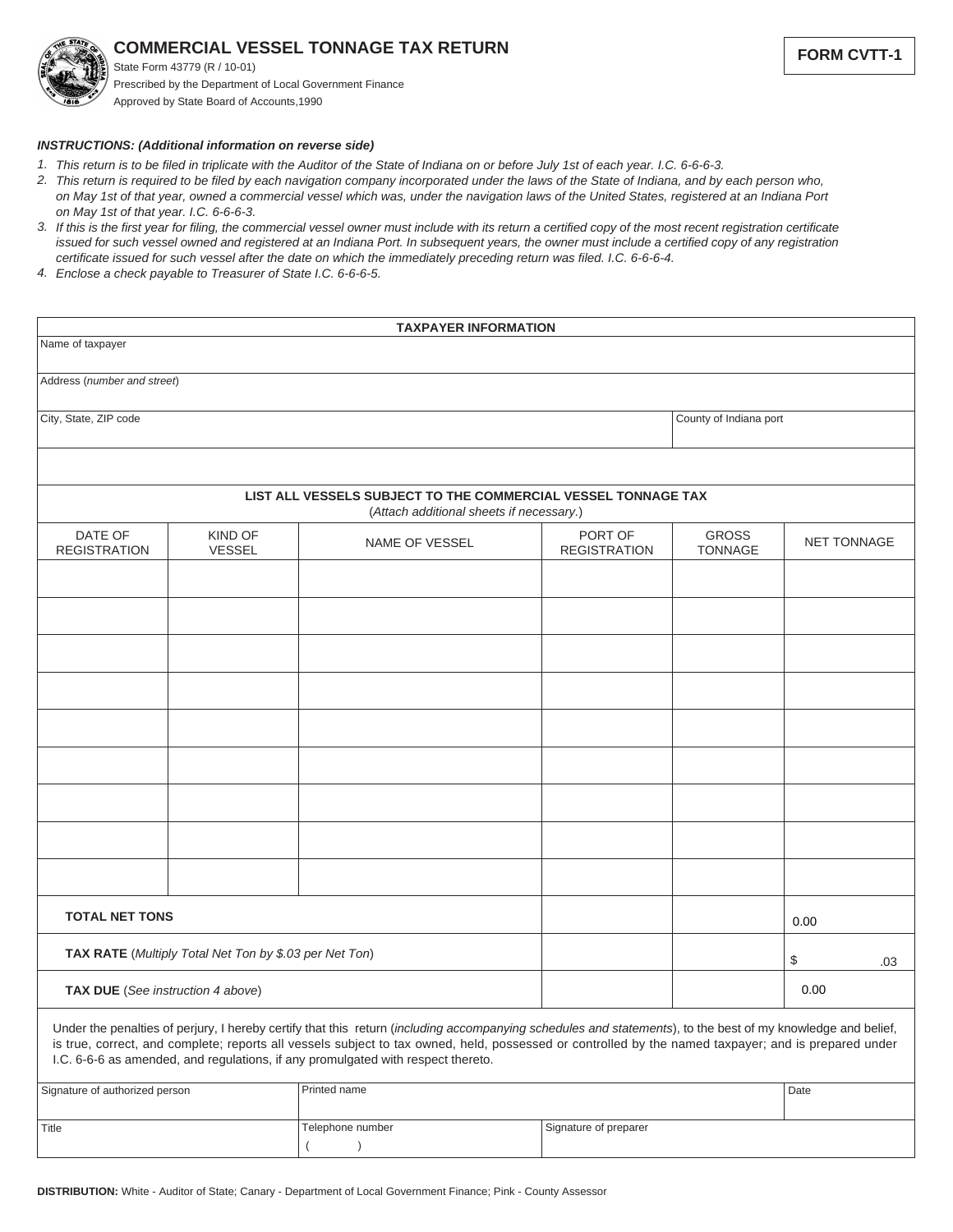# COMMERCIAL VESSEL TONNAGE TAX RETURN

State Form 43779 (R / 10-01)
Prescribed by the Department of Local Government Finance
Approved by State Board of Accounts,1990

**FORM CVTT-1**

***INSTRUCTIONS: (Additional information on reverse side)***

1. *This return is to be filed in triplicate with the Auditor of the State of Indiana on or before July 1st of each year. I.C. 6-6-6-3.*
2. *This return is required to be filed by each navigation company incorporated under the laws of the State of Indiana, and by each person who, on May 1st of that year, owned a commercial vessel which was, under the navigation laws of the United States, registered at an Indiana Port on May 1st of that year. I.C. 6-6-6-3.*
3. *If this is the first year for filing, the commercial vessel owner must include with its return a certified copy of the most recent registration certificate issued for such vessel owned and registered at an Indiana Port. In subsequent years, the owner must include a certified copy of any registration certificate issued for such vessel after the date on which the immediately preceding return was filed. I.C. 6-6-6-4.*
4. *Enclose a check payable to Treasurer of State I.C. 6-6-6-5.*

| **TAXPAYER INFORMATION** | |
|---|---|
| Name of taxpayer | |
| Address (*number and street*) | |
| City, State, ZIP code | County of Indiana port |
| | |

**LIST ALL VESSELS SUBJECT TO THE COMMERCIAL VESSEL TONNAGE TAX**
(*Attach additional sheets if necessary.*)

| DATE OF REGISTRATION | KIND OF VESSEL | NAME OF VESSEL | PORT OF REGISTRATION | GROSS TONNAGE | NET TONNAGE |
|---|---|---|---|---|---|
| | | | | | |
| | | | | | |
| | | | | | |
| | | | | | |
| | | | | | |
| | | | | | |
| | | | | | |
| | | | | | |
| | | | | | |
| **TOTAL NET TONS** | | | | | 0.00 |
| **TAX RATE** (*Multiply Total Net Ton by $.03 per Net Ton*) | | | | | $ .03 |
| **TAX DUE** (*See instruction 4 above*) | | | | | 0.00 |

Under the penalties of perjury, I hereby certify that this return (*including accompanying schedules and statements*), to the best of my knowledge and belief, is true, correct, and complete; reports all vessels subject to tax owned, held, possessed or controlled by the named taxpayer; and is prepared under I.C. 6-6-6 as amended, and regulations, if any promulgated with respect thereto.

| Signature of authorized person | Printed name | | Date |
|---|---|---|---|
| Title | Telephone number ( ) | Signature of preparer | |

**DISTRIBUTION:** White - Auditor of State; Canary - Department of Local Government Finance; Pink - County Assessor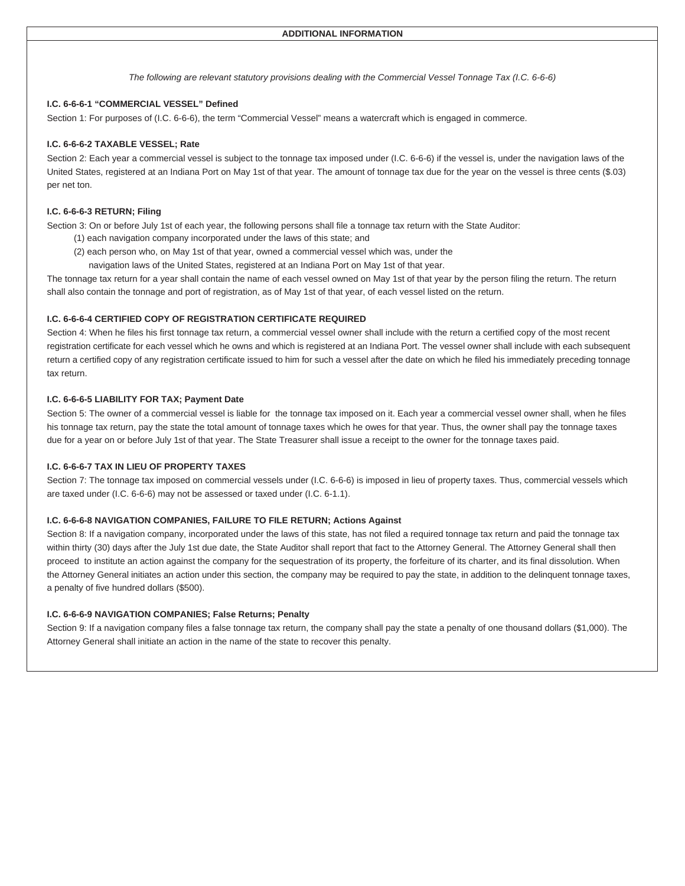## ADDITIONAL INFORMATION

*The following are relevant statutory provisions dealing with the Commercial Vessel Tonnage Tax (I.C. 6-6-6)*

**I.C. 6-6-6-1 "COMMERCIAL VESSEL" Defined**

Section 1: For purposes of (I.C. 6-6-6), the term "Commercial Vessel" means a watercraft which is engaged in commerce.

**I.C. 6-6-6-2 TAXABLE VESSEL; Rate**

Section 2: Each year a commercial vessel is subject to the tonnage tax imposed under (I.C. 6-6-6) if the vessel is, under the navigation laws of the United States, registered at an Indiana Port on May 1st of that year. The amount of tonnage tax due for the year on the vessel is three cents ($.03) per net ton.

**I.C. 6-6-6-3 RETURN; Filing**

Section 3: On or before July 1st of each year, the following persons shall file a tonnage tax return with the State Auditor:

(1) each navigation company incorporated under the laws of this state; and

(2) each person who, on May 1st of that year, owned a commercial vessel which was, under the navigation laws of the United States, registered at an Indiana Port on May 1st of that year.

The tonnage tax return for a year shall contain the name of each vessel owned on May 1st of that year by the person filing the return. The return shall also contain the tonnage and port of registration, as of May 1st of that year, of each vessel listed on the return.

**I.C. 6-6-6-4 CERTIFIED COPY OF REGISTRATION CERTIFICATE REQUIRED**

Section 4: When he files his first tonnage tax return, a commercial vessel owner shall include with the return a certified copy of the most recent registration certificate for each vessel which he owns and which is registered at an Indiana Port. The vessel owner shall include with each subsequent return a certified copy of any registration certificate issued to him for such a vessel after the date on which he filed his immediately preceding tonnage tax return.

**I.C. 6-6-6-5 LIABILITY FOR TAX; Payment Date**

Section 5: The owner of a commercial vessel is liable for the tonnage tax imposed on it. Each year a commercial vessel owner shall, when he files his tonnage tax return, pay the state the total amount of tonnage taxes which he owes for that year. Thus, the owner shall pay the tonnage taxes due for a year on or before July 1st of that year. The State Treasurer shall issue a receipt to the owner for the tonnage taxes paid.

**I.C. 6-6-6-7 TAX IN LIEU OF PROPERTY TAXES**

Section 7: The tonnage tax imposed on commercial vessels under (I.C. 6-6-6) is imposed in lieu of property taxes. Thus, commercial vessels which are taxed under (I.C. 6-6-6) may not be assessed or taxed under (I.C. 6-1.1).

**I.C. 6-6-6-8 NAVIGATION COMPANIES, FAILURE TO FILE RETURN; Actions Against**

Section 8: If a navigation company, incorporated under the laws of this state, has not filed a required tonnage tax return and paid the tonnage tax within thirty (30) days after the July 1st due date, the State Auditor shall report that fact to the Attorney General. The Attorney General shall then proceed to institute an action against the company for the sequestration of its property, the forfeiture of its charter, and its final dissolution. When the Attorney General initiates an action under this section, the company may be required to pay the state, in addition to the delinquent tonnage taxes, a penalty of five hundred dollars ($500).

**I.C. 6-6-6-9 NAVIGATION COMPANIES; False Returns; Penalty**

Section 9: If a navigation company files a false tonnage tax return, the company shall pay the state a penalty of one thousand dollars ($1,000). The Attorney General shall initiate an action in the name of the state to recover this penalty.